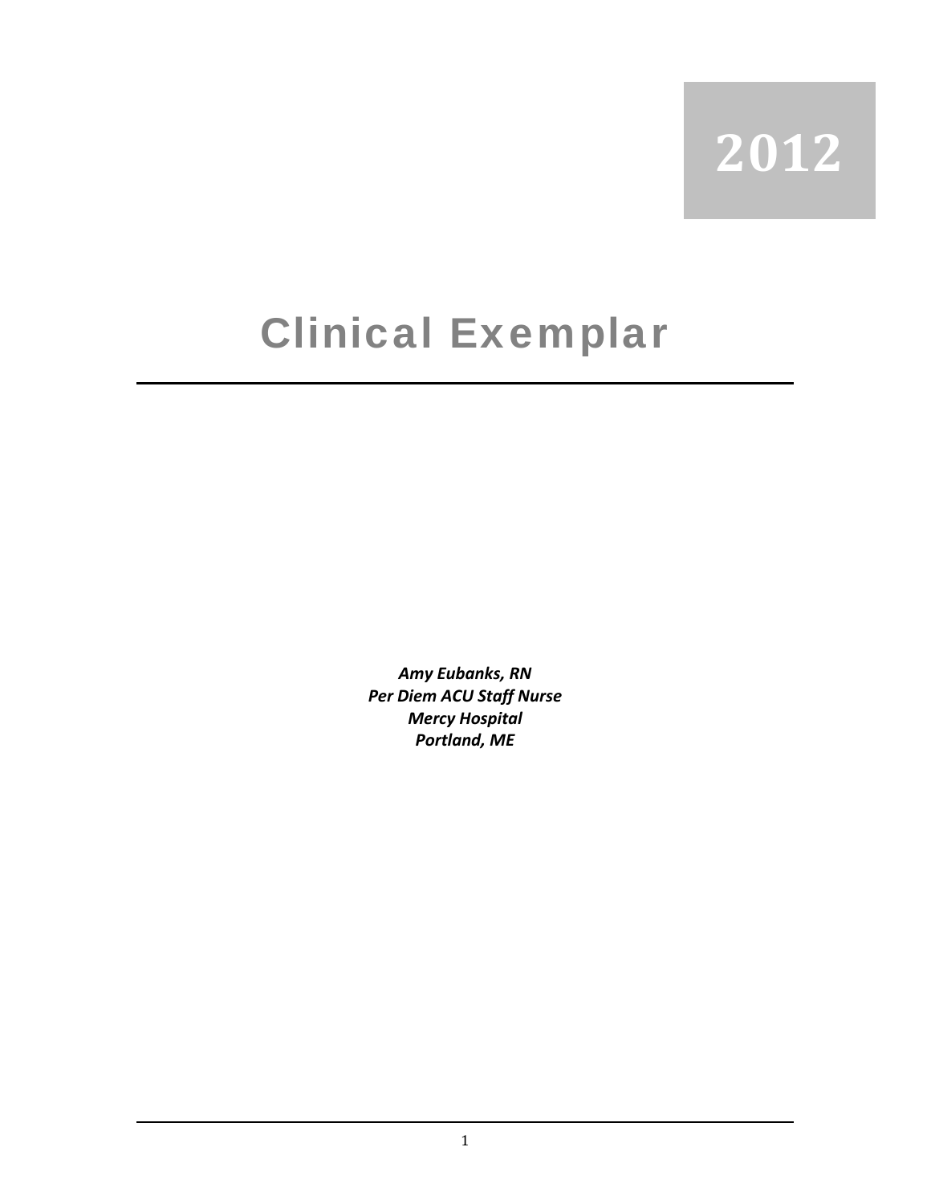2012

# Clinical Exemplar

***Amy Eubanks, RN***
***Per Diem ACU Staff Nurse***
***Mercy Hospital***
***Portland, ME***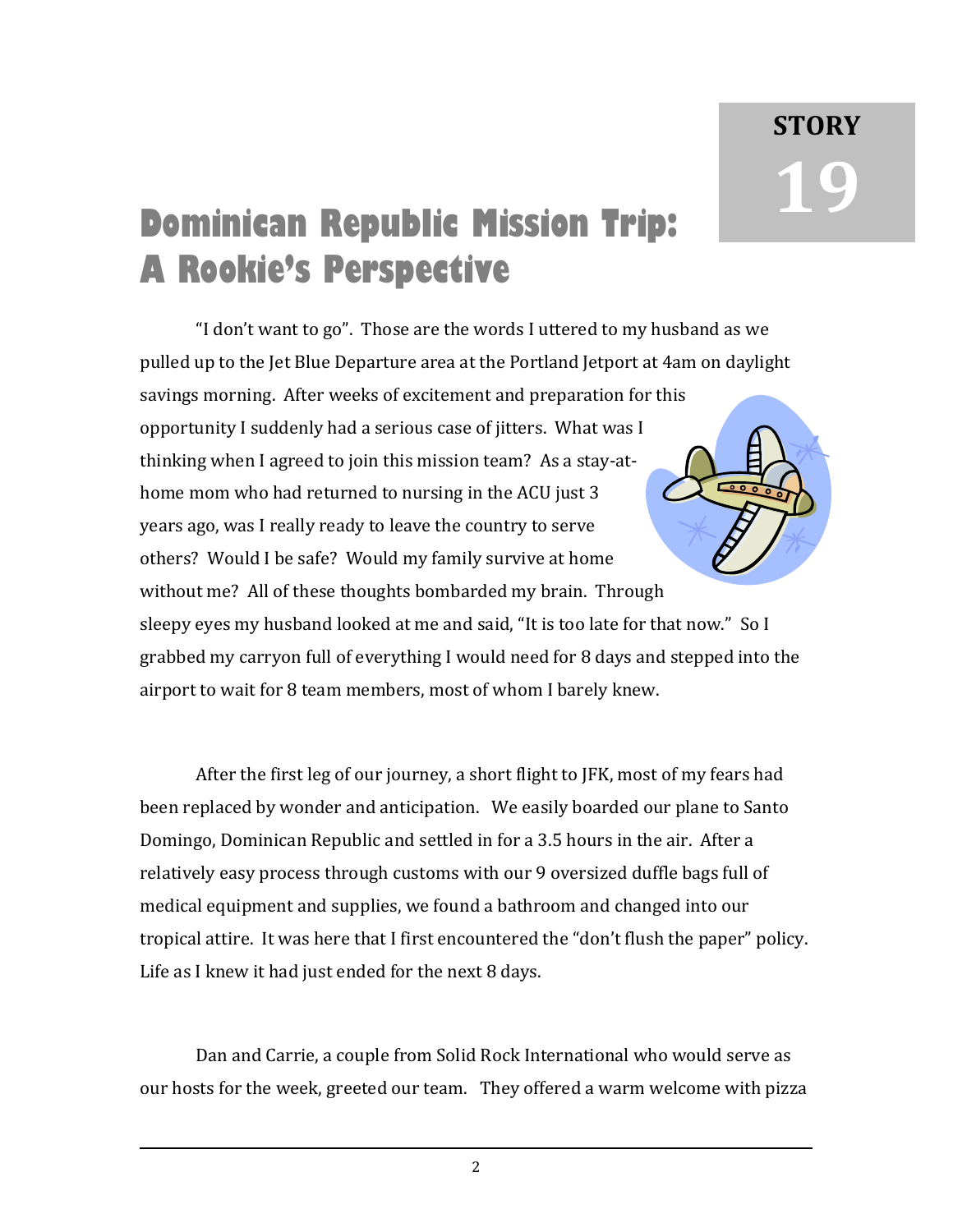**STORY 19**

# Dominican Republic Mission Trip: A Rookie's Perspective

"I don't want to go". Those are the words I uttered to my husband as we pulled up to the Jet Blue Departure area at the Portland Jetport at 4am on daylight savings morning. After weeks of excitement and preparation for this opportunity I suddenly had a serious case of jitters. What was I thinking when I agreed to join this mission team? As a stay-at-home mom who had returned to nursing in the ACU just 3 years ago, was I really ready to leave the country to serve others? Would I be safe? Would my family survive at home without me? All of these thoughts bombarded my brain. Through sleepy eyes my husband looked at me and said, "It is too late for that now." So I grabbed my carryon full of everything I would need for 8 days and stepped into the airport to wait for 8 team members, most of whom I barely knew.

After the first leg of our journey, a short flight to JFK, most of my fears had been replaced by wonder and anticipation. We easily boarded our plane to Santo Domingo, Dominican Republic and settled in for a 3.5 hours in the air. After a relatively easy process through customs with our 9 oversized duffle bags full of medical equipment and supplies, we found a bathroom and changed into our tropical attire. It was here that I first encountered the "don't flush the paper" policy. Life as I knew it had just ended for the next 8 days.

Dan and Carrie, a couple from Solid Rock International who would serve as our hosts for the week, greeted our team. They offered a warm welcome with pizza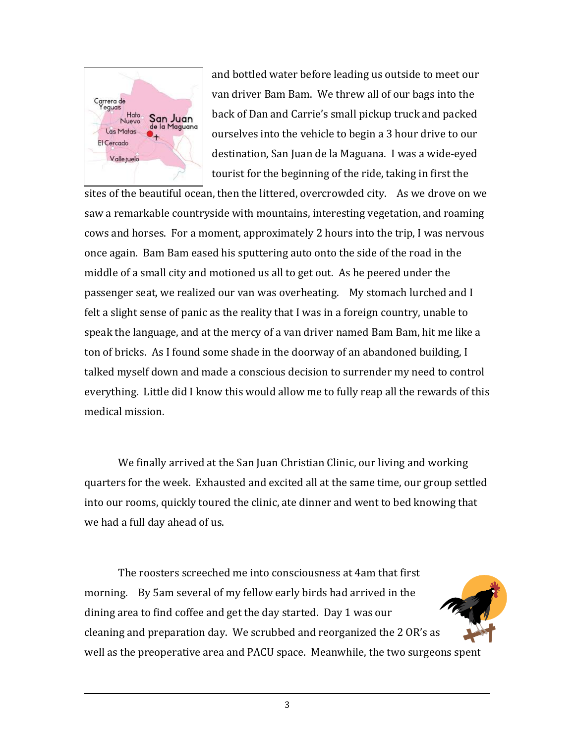and bottled water before leading us outside to meet our van driver Bam Bam. We threw all of our bags into the back of Dan and Carrie's small pickup truck and packed ourselves into the vehicle to begin a 3 hour drive to our destination, San Juan de la Maguana. I was a wide-eyed tourist for the beginning of the ride, taking in first the sites of the beautiful ocean, then the littered, overcrowded city. As we drove on we saw a remarkable countryside with mountains, interesting vegetation, and roaming cows and horses. For a moment, approximately 2 hours into the trip, I was nervous once again. Bam Bam eased his sputtering auto onto the side of the road in the middle of a small city and motioned us all to get out. As he peered under the passenger seat, we realized our van was overheating. My stomach lurched and I felt a slight sense of panic as the reality that I was in a foreign country, unable to speak the language, and at the mercy of a van driver named Bam Bam, hit me like a ton of bricks. As I found some shade in the doorway of an abandoned building, I talked myself down and made a conscious decision to surrender my need to control everything. Little did I know this would allow me to fully reap all the rewards of this medical mission.

We finally arrived at the San Juan Christian Clinic, our living and working quarters for the week. Exhausted and excited all at the same time, our group settled into our rooms, quickly toured the clinic, ate dinner and went to bed knowing that we had a full day ahead of us.

The roosters screeched me into consciousness at 4am that first morning. By 5am several of my fellow early birds had arrived in the dining area to find coffee and get the day started. Day 1 was our cleaning and preparation day. We scrubbed and reorganized the 2 OR's as well as the preoperative area and PACU space. Meanwhile, the two surgeons spent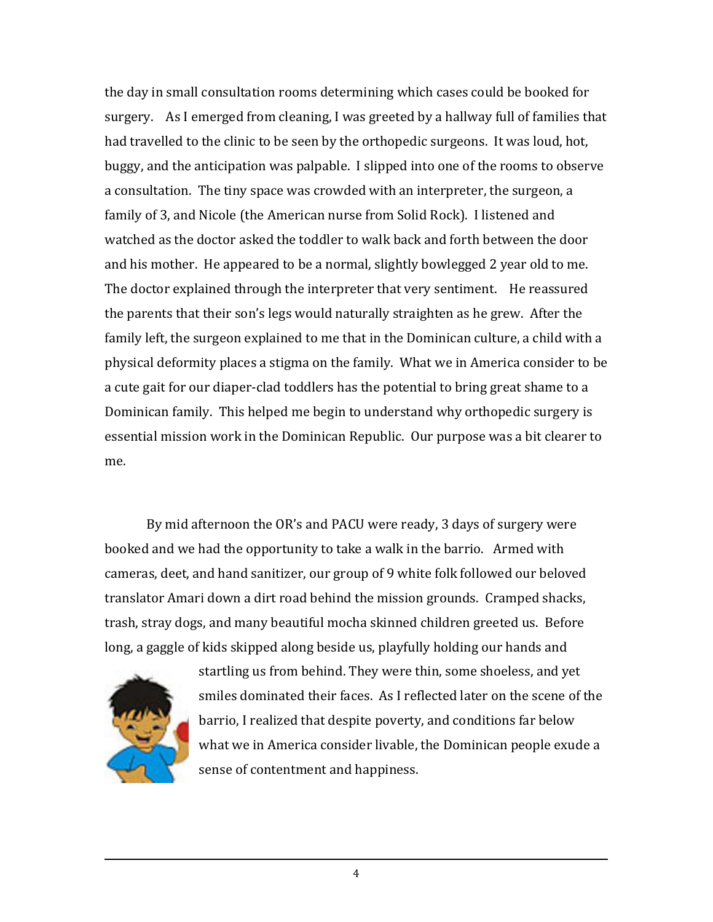the day in small consultation rooms determining which cases could be booked for surgery. As I emerged from cleaning, I was greeted by a hallway full of families that had travelled to the clinic to be seen by the orthopedic surgeons. It was loud, hot, buggy, and the anticipation was palpable. I slipped into one of the rooms to observe a consultation. The tiny space was crowded with an interpreter, the surgeon, a family of 3, and Nicole (the American nurse from Solid Rock). I listened and watched as the doctor asked the toddler to walk back and forth between the door and his mother. He appeared to be a normal, slightly bowlegged 2 year old to me. The doctor explained through the interpreter that very sentiment. He reassured the parents that their son's legs would naturally straighten as he grew. After the family left, the surgeon explained to me that in the Dominican culture, a child with a physical deformity places a stigma on the family. What we in America consider to be a cute gait for our diaper-clad toddlers has the potential to bring great shame to a Dominican family. This helped me begin to understand why orthopedic surgery is essential mission work in the Dominican Republic. Our purpose was a bit clearer to me.

By mid afternoon the OR's and PACU were ready, 3 days of surgery were booked and we had the opportunity to take a walk in the barrio. Armed with cameras, deet, and hand sanitizer, our group of 9 white folk followed our beloved translator Amari down a dirt road behind the mission grounds. Cramped shacks, trash, stray dogs, and many beautiful mocha skinned children greeted us. Before long, a gaggle of kids skipped along beside us, playfully holding our hands and startling us from behind. They were thin, some shoeless, and yet smiles dominated their faces. As I reflected later on the scene of the barrio, I realized that despite poverty, and conditions far below what we in America consider livable, the Dominican people exude a sense of contentment and happiness.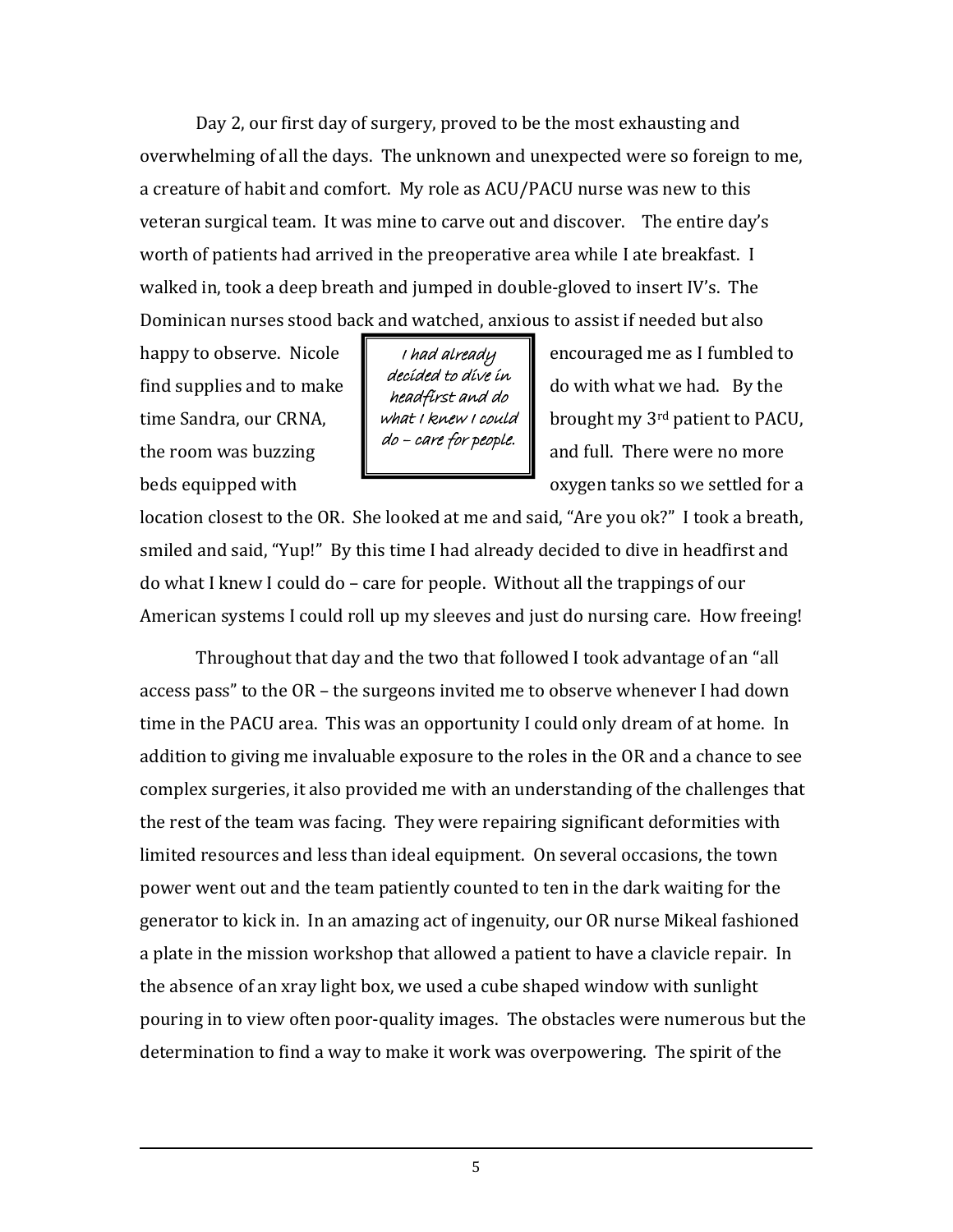Day 2, our first day of surgery, proved to be the most exhausting and overwhelming of all the days. The unknown and unexpected were so foreign to me, a creature of habit and comfort. My role as ACU/PACU nurse was new to this veteran surgical team. It was mine to carve out and discover. The entire day's worth of patients had arrived in the preoperative area while I ate breakfast. I walked in, took a deep breath and jumped in double-gloved to insert IV's. The Dominican nurses stood back and watched, anxious to assist if needed but also happy to observe. Nicole encouraged me as I fumbled to find supplies and to make do with what we had. By the time Sandra, our CRNA, brought my 3rd patient to PACU, the room was buzzing and full. There were no more beds equipped with oxygen tanks so we settled for a location closest to the OR. She looked at me and said, "Are you ok?" I took a breath, smiled and said, "Yup!" By this time I had already decided to dive in headfirst and do what I knew I could do – care for people. Without all the trappings of our American systems I could roll up my sleeves and just do nursing care. How freeing!

> *I had already decided to dive in headfirst and do what I knew I could do – care for people.*

Throughout that day and the two that followed I took advantage of an "all access pass" to the OR – the surgeons invited me to observe whenever I had down time in the PACU area. This was an opportunity I could only dream of at home. In addition to giving me invaluable exposure to the roles in the OR and a chance to see complex surgeries, it also provided me with an understanding of the challenges that the rest of the team was facing. They were repairing significant deformities with limited resources and less than ideal equipment. On several occasions, the town power went out and the team patiently counted to ten in the dark waiting for the generator to kick in. In an amazing act of ingenuity, our OR nurse Mikeal fashioned a plate in the mission workshop that allowed a patient to have a clavicle repair. In the absence of an xray light box, we used a cube shaped window with sunlight pouring in to view often poor-quality images. The obstacles were numerous but the determination to find a way to make it work was overpowering. The spirit of the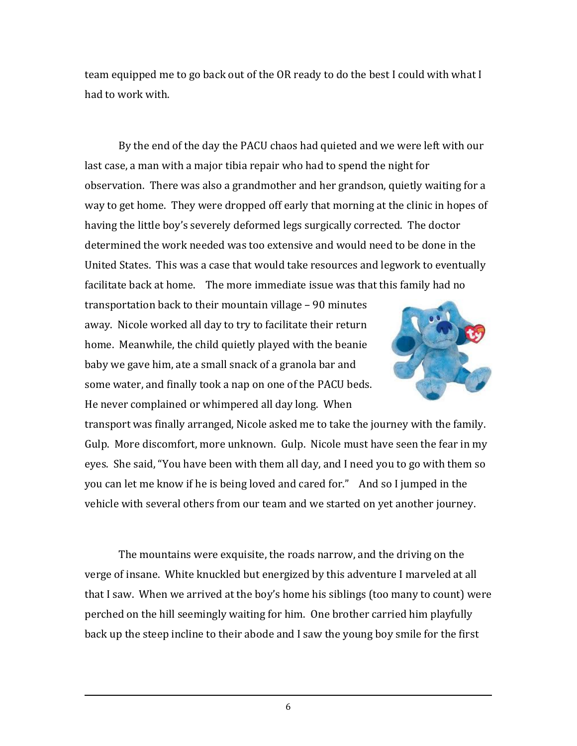team equipped me to go back out of the OR ready to do the best I could with what I had to work with.

By the end of the day the PACU chaos had quieted and we were left with our last case, a man with a major tibia repair who had to spend the night for observation. There was also a grandmother and her grandson, quietly waiting for a way to get home. They were dropped off early that morning at the clinic in hopes of having the little boy's severely deformed legs surgically corrected. The doctor determined the work needed was too extensive and would need to be done in the United States. This was a case that would take resources and legwork to eventually facilitate back at home. The more immediate issue was that this family had no transportation back to their mountain village – 90 minutes away. Nicole worked all day to try to facilitate their return home. Meanwhile, the child quietly played with the beanie baby we gave him, ate a small snack of a granola bar and some water, and finally took a nap on one of the PACU beds. He never complained or whimpered all day long. When transport was finally arranged, Nicole asked me to take the journey with the family. Gulp. More discomfort, more unknown. Gulp. Nicole must have seen the fear in my eyes. She said, "You have been with them all day, and I need you to go with them so you can let me know if he is being loved and cared for." And so I jumped in the vehicle with several others from our team and we started on yet another journey.

The mountains were exquisite, the roads narrow, and the driving on the verge of insane. White knuckled but energized by this adventure I marveled at all that I saw. When we arrived at the boy's home his siblings (too many to count) were perched on the hill seemingly waiting for him. One brother carried him playfully back up the steep incline to their abode and I saw the young boy smile for the first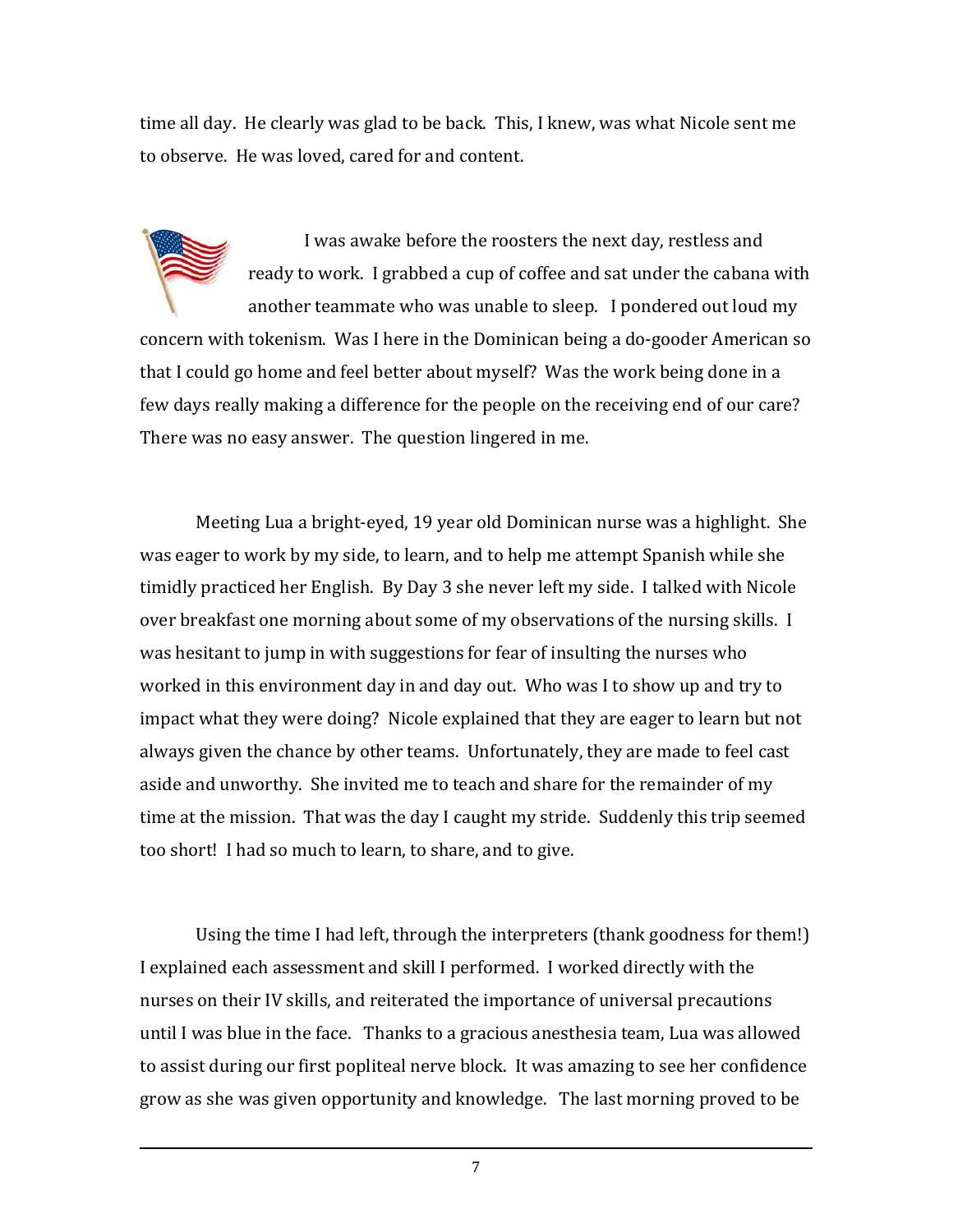time all day. He clearly was glad to be back. This, I knew, was what Nicole sent me to observe. He was loved, cared for and content.

I was awake before the roosters the next day, restless and ready to work. I grabbed a cup of coffee and sat under the cabana with another teammate who was unable to sleep. I pondered out loud my concern with tokenism. Was I here in the Dominican being a do-gooder American so that I could go home and feel better about myself? Was the work being done in a few days really making a difference for the people on the receiving end of our care? There was no easy answer. The question lingered in me.

Meeting Lua a bright-eyed, 19 year old Dominican nurse was a highlight. She was eager to work by my side, to learn, and to help me attempt Spanish while she timidly practiced her English. By Day 3 she never left my side. I talked with Nicole over breakfast one morning about some of my observations of the nursing skills. I was hesitant to jump in with suggestions for fear of insulting the nurses who worked in this environment day in and day out. Who was I to show up and try to impact what they were doing? Nicole explained that they are eager to learn but not always given the chance by other teams. Unfortunately, they are made to feel cast aside and unworthy. She invited me to teach and share for the remainder of my time at the mission. That was the day I caught my stride. Suddenly this trip seemed too short! I had so much to learn, to share, and to give.

Using the time I had left, through the interpreters (thank goodness for them!) I explained each assessment and skill I performed. I worked directly with the nurses on their IV skills, and reiterated the importance of universal precautions until I was blue in the face. Thanks to a gracious anesthesia team, Lua was allowed to assist during our first popliteal nerve block. It was amazing to see her confidence grow as she was given opportunity and knowledge. The last morning proved to be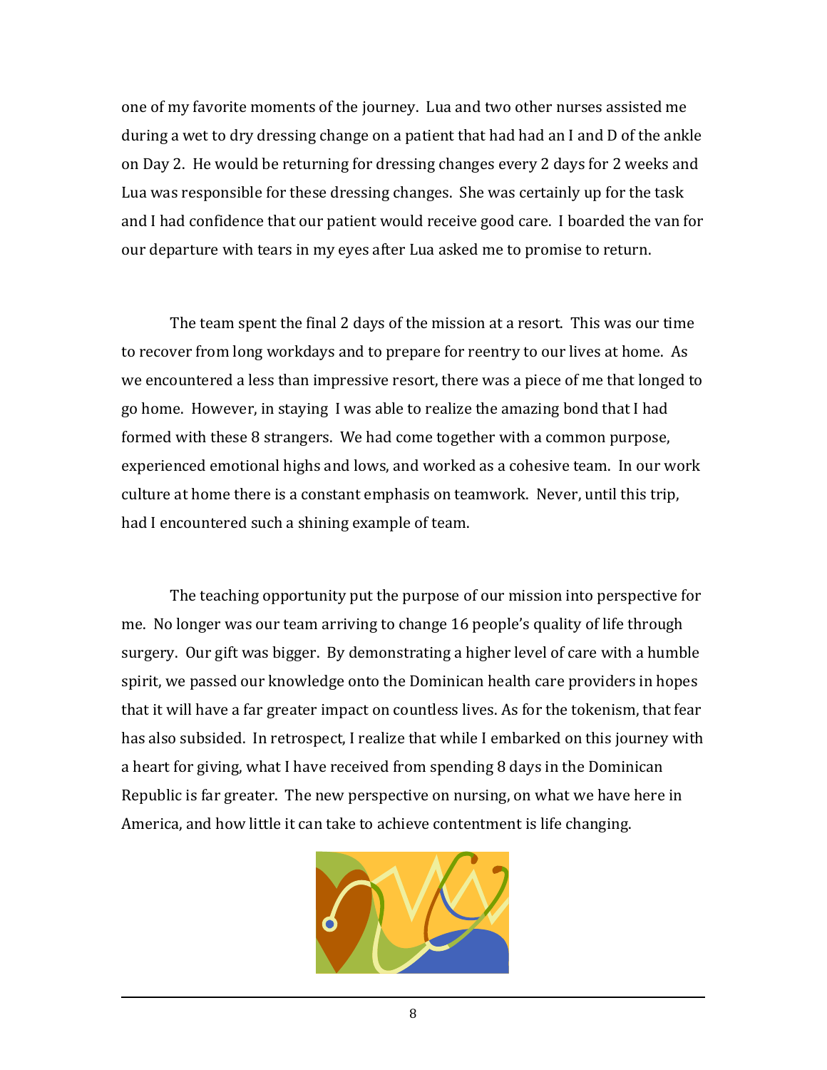one of my favorite moments of the journey. Lua and two other nurses assisted me during a wet to dry dressing change on a patient that had had an I and D of the ankle on Day 2. He would be returning for dressing changes every 2 days for 2 weeks and Lua was responsible for these dressing changes. She was certainly up for the task and I had confidence that our patient would receive good care. I boarded the van for our departure with tears in my eyes after Lua asked me to promise to return.

The team spent the final 2 days of the mission at a resort. This was our time to recover from long workdays and to prepare for reentry to our lives at home. As we encountered a less than impressive resort, there was a piece of me that longed to go home. However, in staying I was able to realize the amazing bond that I had formed with these 8 strangers. We had come together with a common purpose, experienced emotional highs and lows, and worked as a cohesive team. In our work culture at home there is a constant emphasis on teamwork. Never, until this trip, had I encountered such a shining example of team.

The teaching opportunity put the purpose of our mission into perspective for me. No longer was our team arriving to change 16 people's quality of life through surgery. Our gift was bigger. By demonstrating a higher level of care with a humble spirit, we passed our knowledge onto the Dominican health care providers in hopes that it will have a far greater impact on countless lives. As for the tokenism, that fear has also subsided. In retrospect, I realize that while I embarked on this journey with a heart for giving, what I have received from spending 8 days in the Dominican Republic is far greater. The new perspective on nursing, on what we have here in America, and how little it can take to achieve contentment is life changing.